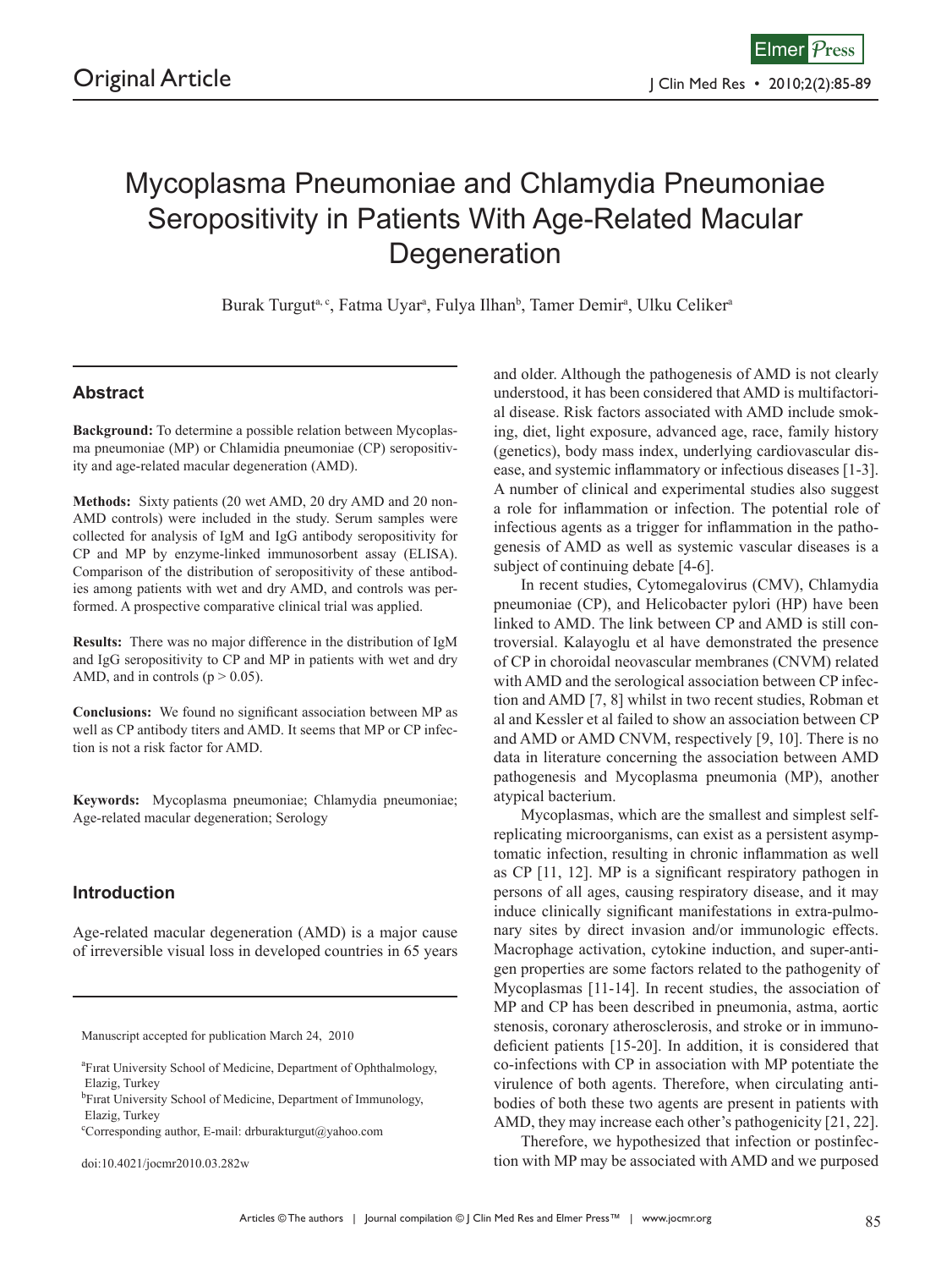Original Article

# Mycoplasma Pneumoniae and Chlamydia Pneumoniae Seropositivity in Patients With Age-Related Macular Degeneration

Burak Turgut[a, c], Fatma Uyar[a], Fulya Ilhan[b], Tamer Demir[a], Ulku Celiker[a]

## Abstract

**Background:** To determine a possible relation between Mycoplasma pneumoniae (MP) or Chlamidia pneumoniae (CP) seropositivity and age-related macular degeneration (AMD).

**Methods:** Sixty patients (20 wet AMD, 20 dry AMD and 20 non-AMD controls) were included in the study. Serum samples were collected for analysis of IgM and IgG antibody seropositivity for CP and MP by enzyme-linked immunosorbent assay (ELISA). Comparison of the distribution of seropositivity of these antibodies among patients with wet and dry AMD, and controls was performed. A prospective comparative clinical trial was applied.

**Results:** There was no major difference in the distribution of IgM and IgG seropositivity to CP and MP in patients with wet and dry AMD, and in controls ($p > 0.05$).

**Conclusions:** We found no significant association between MP as well as CP antibody titers and AMD. It seems that MP or CP infection is not a risk factor for AMD.

**Keywords:** Mycoplasma pneumoniae; Chlamydia pneumoniae; Age-related macular degeneration; Serology

## Introduction

Age-related macular degeneration (AMD) is a major cause of irreversible visual loss in developed countries in 65 years and older. Although the pathogenesis of AMD is not clearly understood, it has been considered that AMD is multifactorial disease. Risk factors associated with AMD include smoking, diet, light exposure, advanced age, race, family history (genetics), body mass index, underlying cardiovascular disease, and systemic inflammatory or infectious diseases [1-3]. A number of clinical and experimental studies also suggest a role for inflammation or infection. The potential role of infectious agents as a trigger for inflammation in the pathogenesis of AMD as well as systemic vascular diseases is a subject of continuing debate [4-6].

In recent studies, Cytomegalovirus (CMV), Chlamydia pneumoniae (CP), and Helicobacter pylori (HP) have been linked to AMD. The link between CP and AMD is still controversial. Kalayoglu et al have demonstrated the presence of CP in choroidal neovascular membranes (CNVM) related with AMD and the serological association between CP infection and AMD [7, 8] whilst in two recent studies, Robman et al and Kessler et al failed to show an association between CP and AMD or AMD CNVM, respectively [9, 10]. There is no data in literature concerning the association between AMD pathogenesis and Mycoplasma pneumonia (MP), another atypical bacterium.

Mycoplasmas, which are the smallest and simplest self-replicating microorganisms, can exist as a persistent asymptomatic infection, resulting in chronic inflammation as well as CP [11, 12]. MP is a significant respiratory pathogen in persons of all ages, causing respiratory disease, and it may induce clinically significant manifestations in extra-pulmonary sites by direct invasion and/or immunologic effects. Macrophage activation, cytokine induction, and super-antigen properties are some factors related to the pathogenity of Mycoplasmas [11-14]. In recent studies, the association of MP and CP has been described in pneumonia, astma, aortic stenosis, coronary atherosclerosis, and stroke or in immunodeficient patients [15-20]. In addition, it is considered that co-infections with CP in association with MP potentiate the virulence of both agents. Therefore, when circulating antibodies of both these two agents are present in patients with AMD, they may increase each other's pathogenicity [21, 22].

Therefore, we hypothesized that infection or postinfection with MP may be associated with AMD and we purposed

Manuscript accepted for publication March 24, 2010

[a]Fırat University School of Medicine, Department of Ophthalmology, Elazig, Turkey

[b]Fırat University School of Medicine, Department of Immunology, Elazig, Turkey

[c]Corresponding author, E-mail: drburakturgut@yahoo.com

doi:10.4021/jocmr2010.03.282w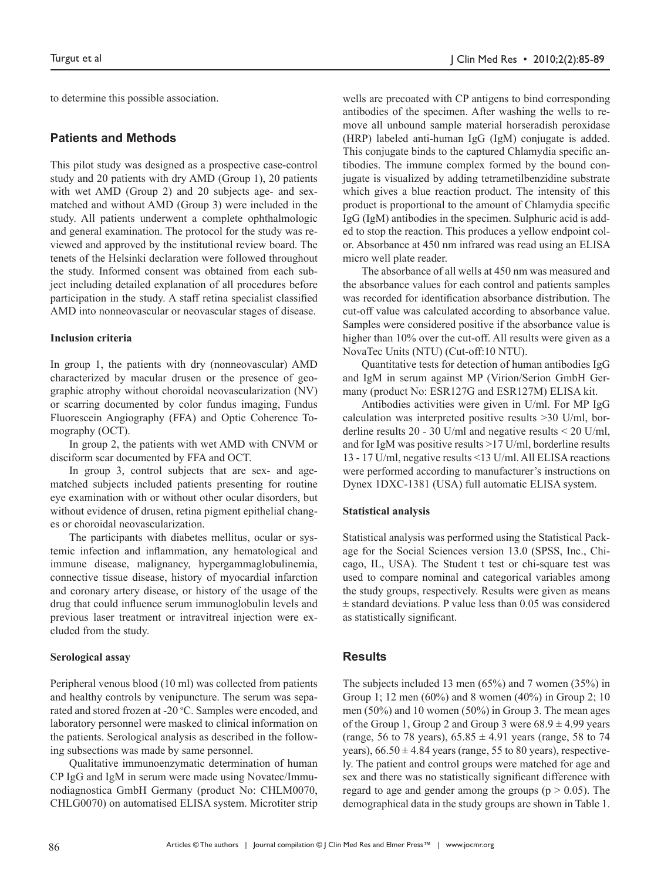to determine this possible association.

## Patients and Methods

This pilot study was designed as a prospective case-control study and 20 patients with dry AMD (Group 1), 20 patients with wet AMD (Group 2) and 20 subjects age- and sex-matched and without AMD (Group 3) were included in the study. All patients underwent a complete ophthalmologic and general examination. The protocol for the study was reviewed and approved by the institutional review board. The tenets of the Helsinki declaration were followed throughout the study. Informed consent was obtained from each subject including detailed explanation of all procedures before participation in the study. A staff retina specialist classified AMD into nonneovascular or neovascular stages of disease.

### Inclusion criteria

In group 1, the patients with dry (nonneovascular) AMD characterized by macular drusen or the presence of geographic atrophy without choroidal neovascularization (NV) or scarring documented by color fundus imaging, Fundus Fluorescein Angiography (FFA) and Optic Coherence Tomography (OCT).

In group 2, the patients with wet AMD with CNVM or disciform scar documented by FFA and OCT.

In group 3, control subjects that are sex- and age-matched subjects included patients presenting for routine eye examination with or without other ocular disorders, but without evidence of drusen, retina pigment epithelial changes or choroidal neovascularization.

The participants with diabetes mellitus, ocular or systemic infection and inflammation, any hematological and immune disease, malignancy, hypergammaglobulinemia, connective tissue disease, history of myocardial infarction and coronary artery disease, or history of the usage of the drug that could influence serum immunoglobulin levels and previous laser treatment or intravitreal injection were excluded from the study.

### Serological assay

Peripheral venous blood (10 ml) was collected from patients and healthy controls by venipuncture. The serum was separated and stored frozen at -20 °C. Samples were encoded, and laboratory personnel were masked to clinical information on the patients. Serological analysis as described in the following subsections was made by same personnel.

Qualitative immunoenzymatic determination of human CP IgG and IgM in serum were made using Novatec/Immunodiagnostica GmbH Germany (product No: CHLM0070, CHLG0070) on automatised ELISA system. Microtiter strip wells are precoated with CP antigens to bind corresponding antibodies of the specimen. After washing the wells to remove all unbound sample material horseradish peroxidase (HRP) labeled anti-human IgG (IgM) conjugate is added. This conjugate binds to the captured Chlamydia specific antibodies. The immune complex formed by the bound conjugate is visualized by adding tetrametilbenzidine substrate which gives a blue reaction product. The intensity of this product is proportional to the amount of Chlamydia specific IgG (IgM) antibodies in the specimen. Sulphuric acid is added to stop the reaction. This produces a yellow endpoint color. Absorbance at 450 nm infrared was read using an ELISA micro well plate reader.

The absorbance of all wells at 450 nm was measured and the absorbance values for each control and patients samples was recorded for identification absorbance distribution. The cut-off value was calculated according to absorbance value. Samples were considered positive if the absorbance value is higher than 10% over the cut-off. All results were given as a NovaTec Units (NTU) (Cut-off:10 NTU).

Quantitative tests for detection of human antibodies IgG and IgM in serum against MP (Virion/Serion GmbH Germany (product No: ESR127G and ESR127M) ELISA kit.

Antibodies activities were given in U/ml. For MP IgG calculation was interpreted positive results >30 U/ml, borderline results 20 - 30 U/ml and negative results < 20 U/ml, and for IgM was positive results >17 U/ml, borderline results 13 - 17 U/ml, negative results <13 U/ml. All ELISA reactions were performed according to manufacturer's instructions on Dynex 1DXC-1381 (USA) full automatic ELISA system.

### Statistical analysis

Statistical analysis was performed using the Statistical Package for the Social Sciences version 13.0 (SPSS, Inc., Chicago, IL, USA). The Student t test or chi-square test was used to compare nominal and categorical variables among the study groups, respectively. Results were given as means ± standard deviations. P value less than 0.05 was considered as statistically significant.

## Results

The subjects included 13 men (65%) and 7 women (35%) in Group 1; 12 men (60%) and 8 women (40%) in Group 2; 10 men (50%) and 10 women (50%) in Group 3. The mean ages of the Group 1, Group 2 and Group 3 were $68.9 \pm 4.99$ years (range, 56 to 78 years), $65.85 \pm 4.91$ years (range, 58 to 74 years), $66.50 \pm 4.84$ years (range, 55 to 80 years), respectively. The patient and control groups were matched for age and sex and there was no statistically significant difference with regard to age and gender among the groups ($p > 0.05$). The demographical data in the study groups are shown in Table 1.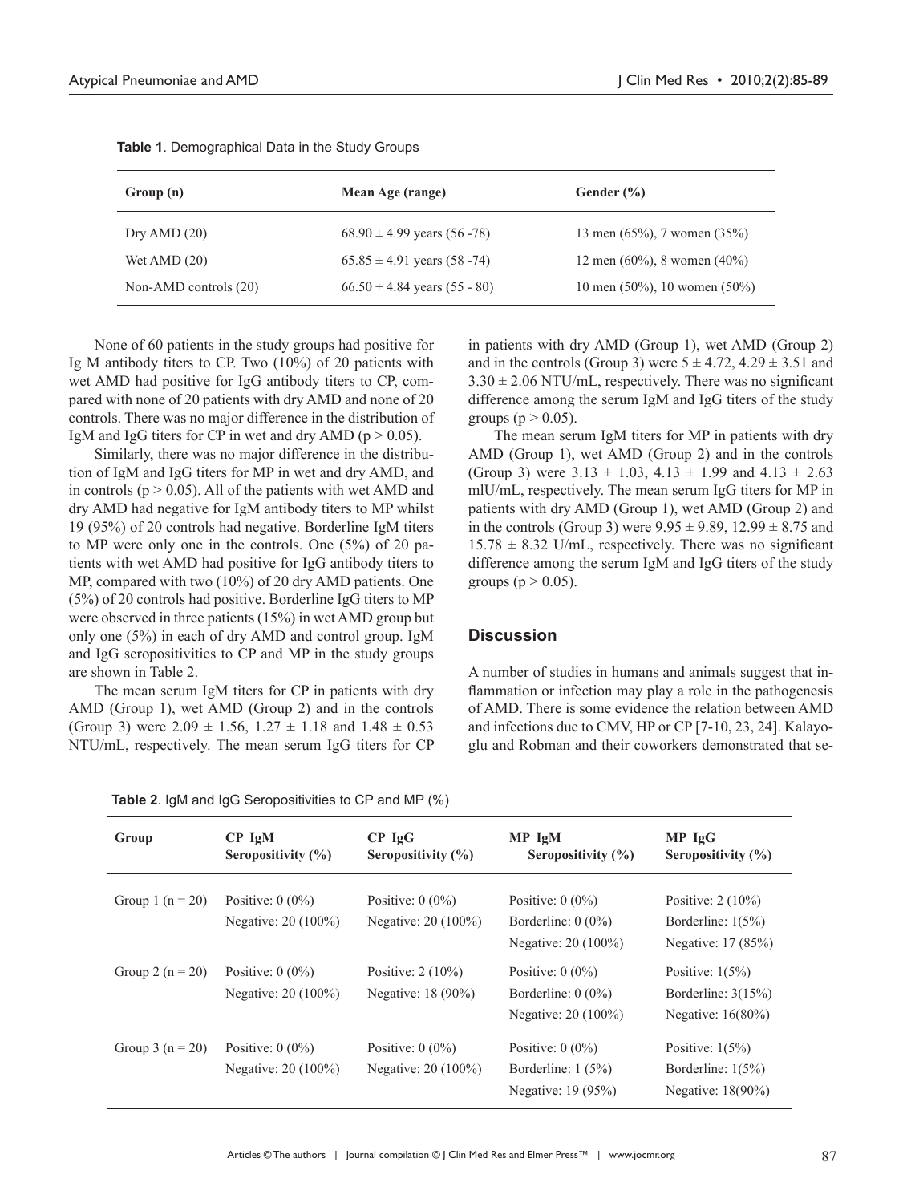**Table 1**. Demographical Data in the Study Groups

| Group (n) | Mean Age (range) | Gender (%) |
|---|---|---|
| Dry AMD (20) | 68.90 ± 4.99 years (56 -78) | 13 men (65%), 7 women (35%) |
| Wet AMD (20) | 65.85 ± 4.91 years (58 -74) | 12 men (60%), 8 women (40%) |
| Non-AMD controls (20) | 66.50 ± 4.84 years (55 - 80) | 10 men (50%), 10 women (50%) |

None of 60 patients in the study groups had positive for Ig M antibody titers to CP. Two (10%) of 20 patients with wet AMD had positive for IgG antibody titers to CP, compared with none of 20 patients with dry AMD and none of 20 controls. There was no major difference in the distribution of IgM and IgG titers for CP in wet and dry AMD ($p > 0.05$).

Similarly, there was no major difference in the distribution of IgM and IgG titers for MP in wet and dry AMD, and in controls ($p > 0.05$). All of the patients with wet AMD and dry AMD had negative for IgM antibody titers to MP whilst 19 (95%) of 20 controls had negative. Borderline IgM titers to MP were only one in the controls. One (5%) of 20 patients with wet AMD had positive for IgG antibody titers to MP, compared with two (10%) of 20 dry AMD patients. One (5%) of 20 controls had positive. Borderline IgG titers to MP were observed in three patients (15%) in wet AMD group but only one (5%) in each of dry AMD and control group. IgM and IgG seropositivities to CP and MP in the study groups are shown in Table 2.

The mean serum IgM titers for CP in patients with dry AMD (Group 1), wet AMD (Group 2) and in the controls (Group 3) were 2.09 ± 1.56, 1.27 ± 1.18 and 1.48 ± 0.53 NTU/mL, respectively. The mean serum IgG titers for CP in patients with dry AMD (Group 1), wet AMD (Group 2) and in the controls (Group 3) were 5 ± 4.72, 4.29 ± 3.51 and 3.30 ± 2.06 NTU/mL, respectively. There was no significant difference among the serum IgM and IgG titers of the study groups ($p > 0.05$).

The mean serum IgM titers for MP in patients with dry AMD (Group 1), wet AMD (Group 2) and in the controls (Group 3) were 3.13 ± 1.03, 4.13 ± 1.99 and 4.13 ± 2.63 mlU/mL, respectively. The mean serum IgG titers for MP in patients with dry AMD (Group 1), wet AMD (Group 2) and in the controls (Group 3) were 9.95 ± 9.89, 12.99 ± 8.75 and 15.78 ± 8.32 U/mL, respectively. There was no significant difference among the serum IgM and IgG titers of the study groups ($p > 0.05$).

## Discussion

A number of studies in humans and animals suggest that inflammation or infection may play a role in the pathogenesis of AMD. There is some evidence the relation between AMD and infections due to CMV, HP or CP [7-10, 23, 24]. Kalayoglu and Robman and their coworkers demonstrated that se-

**Table 2**. IgM and IgG Seropositivities to CP and MP (%)

| Group | CP IgM Seropositivity (%) | CP IgG Seropositivity (%) | MP IgM Seropositivity (%) | MP IgG Seropositivity (%) |
|---|---|---|---|---|
| Group 1 (n = 20) | Positive: 0 (0%)<br>Negative: 20 (100%) | Positive: 0 (0%)<br>Negative: 20 (100%) | Positive: 0 (0%)<br>Borderline: 0 (0%)<br>Negative: 20 (100%) | Positive: 2 (10%)<br>Borderline: 1(5%)<br>Negative: 17 (85%) |
| Group 2 (n = 20) | Positive: 0 (0%)<br>Negative: 20 (100%) | Positive: 2 (10%)<br>Negative: 18 (90%) | Positive: 0 (0%)<br>Borderline: 0 (0%)<br>Negative: 20 (100%) | Positive: 1(5%)<br>Borderline: 3(15%)<br>Negative: 16(80%) |
| Group 3 (n = 20) | Positive: 0 (0%)<br>Negative: 20 (100%) | Positive: 0 (0%)<br>Negative: 20 (100%) | Positive: 0 (0%)<br>Borderline: 1 (5%)<br>Negative: 19 (95%) | Positive: 1(5%)<br>Borderline: 1(5%)<br>Negative: 18(90%) |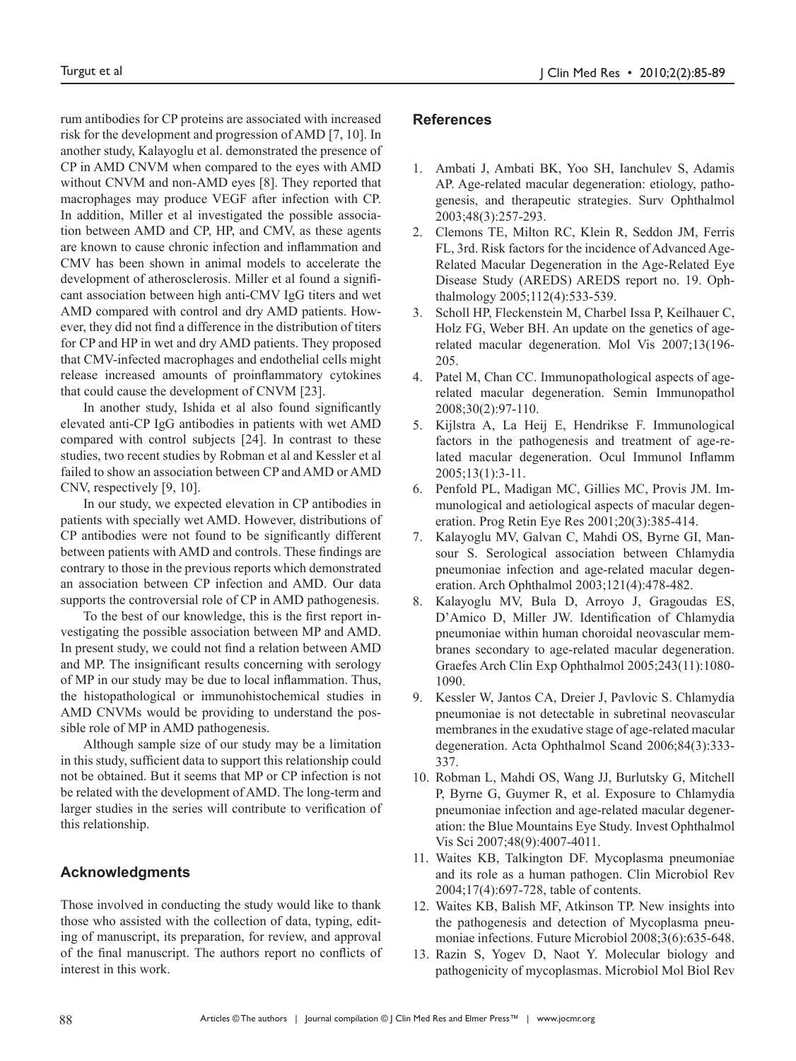rum antibodies for CP proteins are associated with increased risk for the development and progression of AMD [7, 10]. In another study, Kalayoglu et al. demonstrated the presence of CP in AMD CNVM when compared to the eyes with AMD without CNVM and non-AMD eyes [8]. They reported that macrophages may produce VEGF after infection with CP. In addition, Miller et al investigated the possible association between AMD and CP, HP, and CMV, as these agents are known to cause chronic infection and inflammation and CMV has been shown in animal models to accelerate the development of atherosclerosis. Miller et al found a significant association between high anti-CMV IgG titers and wet AMD compared with control and dry AMD patients. However, they did not find a difference in the distribution of titers for CP and HP in wet and dry AMD patients. They proposed that CMV-infected macrophages and endothelial cells might release increased amounts of proinflammatory cytokines that could cause the development of CNVM [23].

In another study, Ishida et al also found significantly elevated anti-CP IgG antibodies in patients with wet AMD compared with control subjects [24]. In contrast to these studies, two recent studies by Robman et al and Kessler et al failed to show an association between CP and AMD or AMD CNV, respectively [9, 10].

In our study, we expected elevation in CP antibodies in patients with specially wet AMD. However, distributions of CP antibodies were not found to be significantly different between patients with AMD and controls. These findings are contrary to those in the previous reports which demonstrated an association between CP infection and AMD. Our data supports the controversial role of CP in AMD pathogenesis.

To the best of our knowledge, this is the first report investigating the possible association between MP and AMD. In present study, we could not find a relation between AMD and MP. The insignificant results concerning with serology of MP in our study may be due to local inflammation. Thus, the histopathological or immunohistochemical studies in AMD CNVMs would be providing to understand the possible role of MP in AMD pathogenesis.

Although sample size of our study may be a limitation in this study, sufficient data to support this relationship could not be obtained. But it seems that MP or CP infection is not be related with the development of AMD. The long-term and larger studies in the series will contribute to verification of this relationship.

## Acknowledgments

Those involved in conducting the study would like to thank those who assisted with the collection of data, typing, editing of manuscript, its preparation, for review, and approval of the final manuscript. The authors report no conflicts of interest in this work.

## References

1. Ambati J, Ambati BK, Yoo SH, Ianchulev S, Adamis AP. Age-related macular degeneration: etiology, pathogenesis, and therapeutic strategies. Surv Ophthalmol 2003;48(3):257-293.
2. Clemons TE, Milton RC, Klein R, Seddon JM, Ferris FL, 3rd. Risk factors for the incidence of Advanced Age-Related Macular Degeneration in the Age-Related Eye Disease Study (AREDS) AREDS report no. 19. Ophthalmology 2005;112(4):533-539.
3. Scholl HP, Fleckenstein M, Charbel Issa P, Keilhauer C, Holz FG, Weber BH. An update on the genetics of age-related macular degeneration. Mol Vis 2007;13(196-205.
4. Patel M, Chan CC. Immunopathological aspects of age-related macular degeneration. Semin Immunopathol 2008;30(2):97-110.
5. Kijlstra A, La Heij E, Hendrikse F. Immunological factors in the pathogenesis and treatment of age-related macular degeneration. Ocul Immunol Inflamm 2005;13(1):3-11.
6. Penfold PL, Madigan MC, Gillies MC, Provis JM. Immunological and aetiological aspects of macular degeneration. Prog Retin Eye Res 2001;20(3):385-414.
7. Kalayoglu MV, Galvan C, Mahdi OS, Byrne GI, Mansour S. Serological association between Chlamydia pneumoniae infection and age-related macular degeneration. Arch Ophthalmol 2003;121(4):478-482.
8. Kalayoglu MV, Bula D, Arroyo J, Gragoudas ES, D'Amico D, Miller JW. Identification of Chlamydia pneumoniae within human choroidal neovascular membranes secondary to age-related macular degeneration. Graefes Arch Clin Exp Ophthalmol 2005;243(11):1080-1090.
9. Kessler W, Jantos CA, Dreier J, Pavlovic S. Chlamydia pneumoniae is not detectable in subretinal neovascular membranes in the exudative stage of age-related macular degeneration. Acta Ophthalmol Scand 2006;84(3):333-337.
10. Robman L, Mahdi OS, Wang JJ, Burlutsky G, Mitchell P, Byrne G, Guymer R, et al. Exposure to Chlamydia pneumoniae infection and age-related macular degeneration: the Blue Mountains Eye Study. Invest Ophthalmol Vis Sci 2007;48(9):4007-4011.
11. Waites KB, Talkington DF. Mycoplasma pneumoniae and its role as a human pathogen. Clin Microbiol Rev 2004;17(4):697-728, table of contents.
12. Waites KB, Balish MF, Atkinson TP. New insights into the pathogenesis and detection of Mycoplasma pneumoniae infections. Future Microbiol 2008;3(6):635-648.
13. Razin S, Yogev D, Naot Y. Molecular biology and pathogenicity of mycoplasmas. Microbiol Mol Biol Rev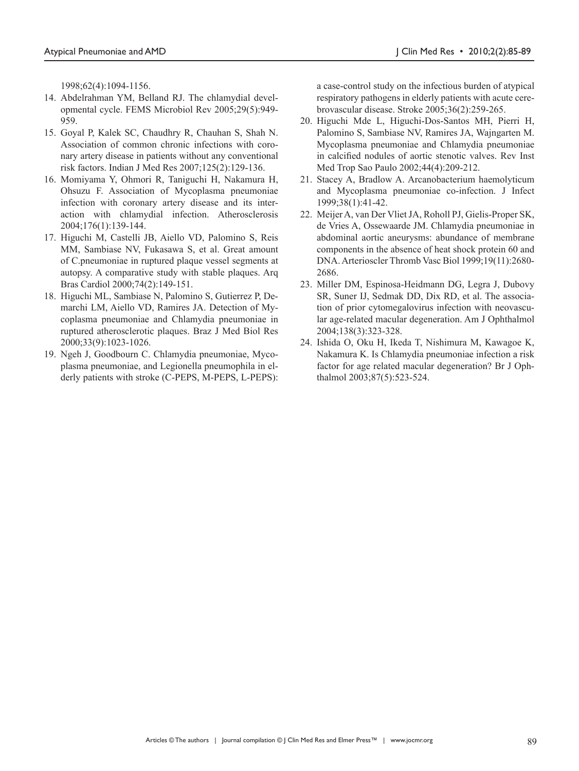1998;62(4):1094-1156.

14. Abdelrahman YM, Belland RJ. The chlamydial developmental cycle. FEMS Microbiol Rev 2005;29(5):949-959.
15. Goyal P, Kalek SC, Chaudhry R, Chauhan S, Shah N. Association of common chronic infections with coronary artery disease in patients without any conventional risk factors. Indian J Med Res 2007;125(2):129-136.
16. Momiyama Y, Ohmori R, Taniguchi H, Nakamura H, Ohsuzu F. Association of Mycoplasma pneumoniae infection with coronary artery disease and its interaction with chlamydial infection. Atherosclerosis 2004;176(1):139-144.
17. Higuchi M, Castelli JB, Aiello VD, Palomino S, Reis MM, Sambiase NV, Fukasawa S, et al. Great amount of C.pneumoniae in ruptured plaque vessel segments at autopsy. A comparative study with stable plaques. Arq Bras Cardiol 2000;74(2):149-151.
18. Higuchi ML, Sambiase N, Palomino S, Gutierrez P, Demarchi LM, Aiello VD, Ramires JA. Detection of Mycoplasma pneumoniae and Chlamydia pneumoniae in ruptured atherosclerotic plaques. Braz J Med Biol Res 2000;33(9):1023-1026.
19. Ngeh J, Goodbourn C. Chlamydia pneumoniae, Mycoplasma pneumoniae, and Legionella pneumophila in elderly patients with stroke (C-PEPS, M-PEPS, L-PEPS): a case-control study on the infectious burden of atypical respiratory pathogens in elderly patients with acute cerebrovascular disease. Stroke 2005;36(2):259-265.
20. Higuchi Mde L, Higuchi-Dos-Santos MH, Pierri H, Palomino S, Sambiase NV, Ramires JA, Wajngarten M. Mycoplasma pneumoniae and Chlamydia pneumoniae in calcified nodules of aortic stenotic valves. Rev Inst Med Trop Sao Paulo 2002;44(4):209-212.
21. Stacey A, Bradlow A. Arcanobacterium haemolyticum and Mycoplasma pneumoniae co-infection. J Infect 1999;38(1):41-42.
22. Meijer A, van Der Vliet JA, Roholl PJ, Gielis-Proper SK, de Vries A, Ossewaarde JM. Chlamydia pneumoniae in abdominal aortic aneurysms: abundance of membrane components in the absence of heat shock protein 60 and DNA. Arterioscler Thromb Vasc Biol 1999;19(11):2680-2686.
23. Miller DM, Espinosa-Heidmann DG, Legra J, Dubovy SR, Suner IJ, Sedmak DD, Dix RD, et al. The association of prior cytomegalovirus infection with neovascular age-related macular degeneration. Am J Ophthalmol 2004;138(3):323-328.
24. Ishida O, Oku H, Ikeda T, Nishimura M, Kawagoe K, Nakamura K. Is Chlamydia pneumoniae infection a risk factor for age related macular degeneration? Br J Ophthalmol 2003;87(5):523-524.